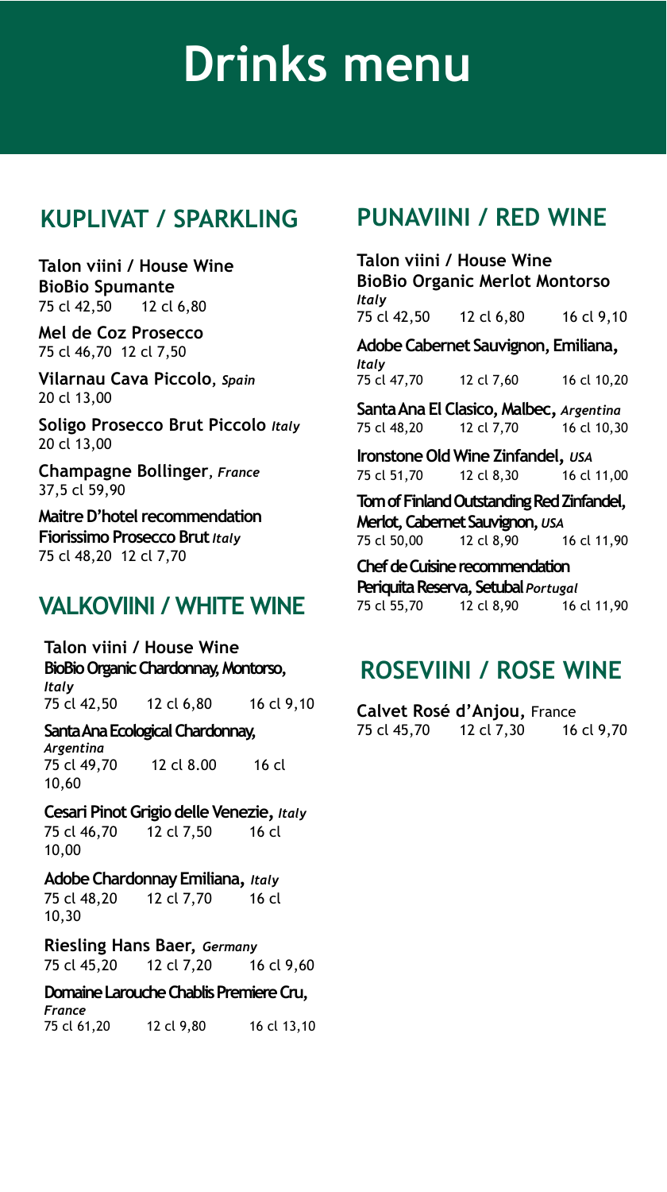# Drinks menu

## KUPLIVAT / SPARKLING

**Talon viini / House Wine**
**BioBio Spumante**
75 cl 42,50 12 cl 6,80

**Mel de Coz Prosecco**
75 cl 46,70 12 cl 7,50

**Vilarnau Cava Piccolo**, *Spain*
20 cl 13,00

**Soligo Prosecco Brut Piccolo** *Italy*
20 cl 13,00

**Champagne Bollinger**, *France*
37,5 cl 59,90

**Maitre D'hotel recommendation**
**Fiorissimo Prosecco Brut** *Italy*
75 cl 48,20 12 cl 7,70

## VALKOVIINI / WHITE WINE

**Talon viini / House Wine**
**BioBio Organic Chardonnay, Montorso,** *Italy*
75 cl 42,50 12 cl 6,80 16 cl 9,10

**Santa Ana Ecological Chardonnay,** *Argentina*
75 cl 49,70 12 cl 8.00 16 cl 10,60

**Cesari Pinot Grigio delle Venezie,** *Italy*
75 cl 46,70 12 cl 7,50 16 cl 10,00

**Adobe Chardonnay Emiliana,** *Italy*
75 cl 48,20 12 cl 7,70 16 cl 10,30

**Riesling Hans Baer,** *Germany*
75 cl 45,20 12 cl 7,20 16 cl 9,60

**Domaine Larouche Chablis Premiere Cru,** *France*
75 cl 61,20 12 cl 9,80 16 cl 13,10

## PUNAVIINI / RED WINE

**Talon viini / House Wine**
**BioBio Organic Merlot Montorso** *Italy*
75 cl 42,50 12 cl 6,80 16 cl 9,10

**Adobe Cabernet Sauvignon, Emiliana,** *Italy*
75 cl 47,70 12 cl 7,60 16 cl 10,20

**Santa Ana El Clasico, Malbec,** *Argentina*
75 cl 48,20 12 cl 7,70 16 cl 10,30

**Ironstone Old Wine Zinfandel,** *USA*
75 cl 51,70 12 cl 8,30 16 cl 11,00

**Tom of Finland Outstanding Red Zinfandel, Merlot, Cabernet Sauvignon,** *USA*
75 cl 50,00 12 cl 8,90 16 cl 11,90

**Chef de Cuisine recommendation**
**Periquita Reserva, Setubal** *Portugal*
75 cl 55,70 12 cl 8,90 16 cl 11,90

## ROSEVIINI / ROSE WINE

**Calvet Rosé d'Anjou,** France
75 cl 45,70 12 cl 7,30 16 cl 9,70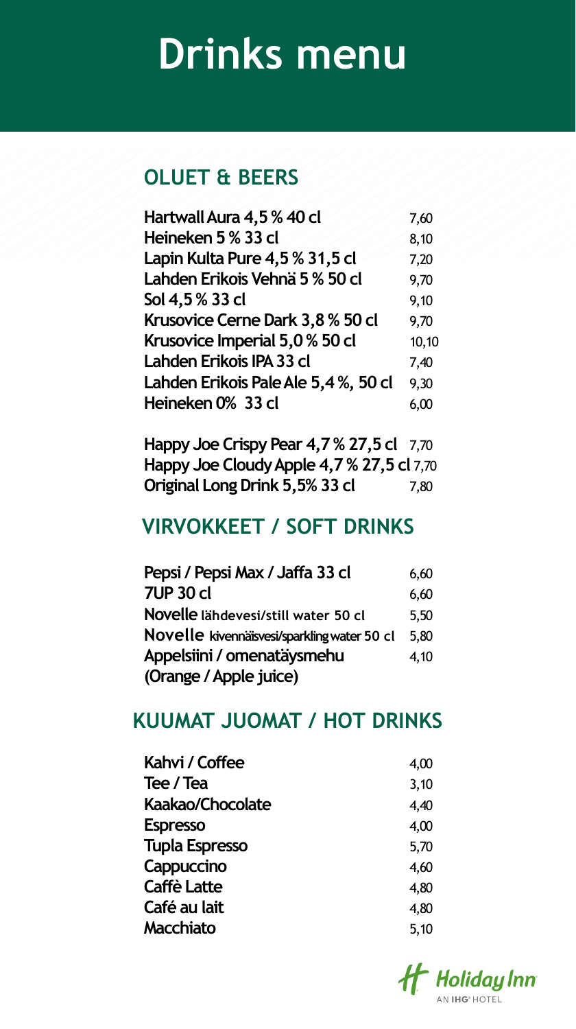# Drinks menu

## OLUET & BEERS

| | |
|---|---|
| **Hartwall Aura 4,5 % 40 cl** | 7,60 |
| **Heineken 5 % 33 cl** | 8,10 |
| **Lapin Kulta Pure 4,5 % 31,5 cl** | 7,20 |
| **Lahden Erikois Vehnä 5 % 50 cl** | 9,70 |
| **Sol 4,5 % 33 cl** | 9,10 |
| **Krusovice Cerne Dark 3,8 % 50 cl** | 9,70 |
| **Krusovice Imperial 5,0 % 50 cl** | 10,10 |
| **Lahden Erikois IPA 33 cl** | 7,40 |
| **Lahden Erikois Pale Ale 5,4 %, 50 cl** | 9,30 |
| **Heineken 0% 33 cl** | 6,00 |

| | |
|---|---|
| **Happy Joe Crispy Pear 4,7 % 27,5 cl** | 7,70 |
| **Happy Joe Cloudy Apple 4,7 % 27,5 cl** | 7,70 |
| **Original Long Drink 5,5% 33 cl** | 7,80 |

## VIRVOKKEET / SOFT DRINKS

| | |
|---|---|
| **Pepsi / Pepsi Max / Jaffa 33 cl** | 6,60 |
| **7UP 30 cl** | 6,60 |
| **Novelle** lähdevesi/still water 50 cl | 5,50 |
| **Novelle** kivennäisvesi/sparkling water 50 cl | 5,80 |
| **Appelsiini / omenatäysmehu (Orange / Apple juice)** | 4,10 |

## KUUMAT JUOMAT / HOT DRINKS

| | |
|---|---|
| **Kahvi / Coffee** | 4,00 |
| **Tee / Tea** | 3,10 |
| **Kaakao/Chocolate** | 4,40 |
| **Espresso** | 4,00 |
| **Tupla Espresso** | 5,70 |
| **Cappuccino** | 4,60 |
| **Caffè Latte** | 4,80 |
| **Café au lait** | 4,80 |
| **Macchiato** | 5,10 |

Holiday Inn
AN IHG® HOTEL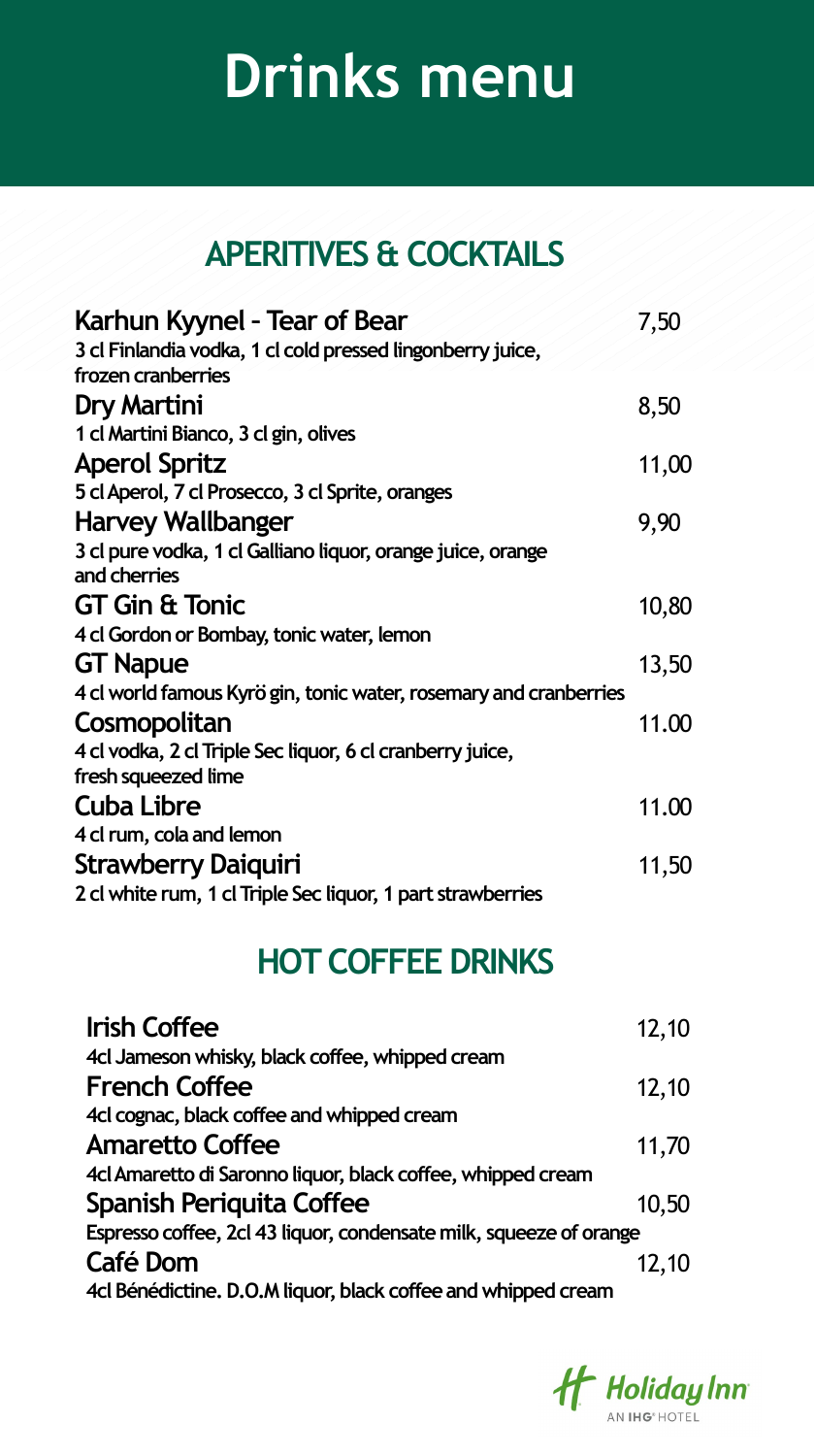# Drinks menu

## APERITIVES & COCKTAILS

**Karhun Kyynel - Tear of Bear** 7,50
3 cl Finlandia vodka, 1 cl cold pressed lingonberry juice, frozen cranberries

**Dry Martini** 8,50
1 cl Martini Bianco, 3 cl gin, olives

**Aperol Spritz** 11,00
5 cl Aperol, 7 cl Prosecco, 3 cl Sprite, oranges

**Harvey Wallbanger** 9,90
3 cl pure vodka, 1 cl Galliano liquor, orange juice, orange and cherries

**GT Gin & Tonic** 10,80
4 cl Gordon or Bombay, tonic water, lemon

**GT Napue** 13,50
4 cl world famous Kyrö gin, tonic water, rosemary and cranberries

**Cosmopolitan** 11.00
4 cl vodka, 2 cl Triple Sec liquor, 6 cl cranberry juice, fresh squeezed lime

**Cuba Libre** 11.00
4 cl rum, cola and lemon

**Strawberry Daiquiri** 11,50
2 cl white rum, 1 cl Triple Sec liquor, 1 part strawberries

## HOT COFFEE DRINKS

**Irish Coffee** 12,10
4cl Jameson whisky, black coffee, whipped cream

**French Coffee** 12,10
4cl cognac, black coffee and whipped cream

**Amaretto Coffee** 11,70
4cl Amaretto di Saronno liquor, black coffee, whipped cream

**Spanish Periquita Coffee** 10,50
Espresso coffee, 2cl 43 liquor, condensate milk, squeeze of orange

**Café Dom** 12,10
4cl Bénédictine. D.O.M liquor, black coffee and whipped cream

Holiday Inn
AN IHG® HOTEL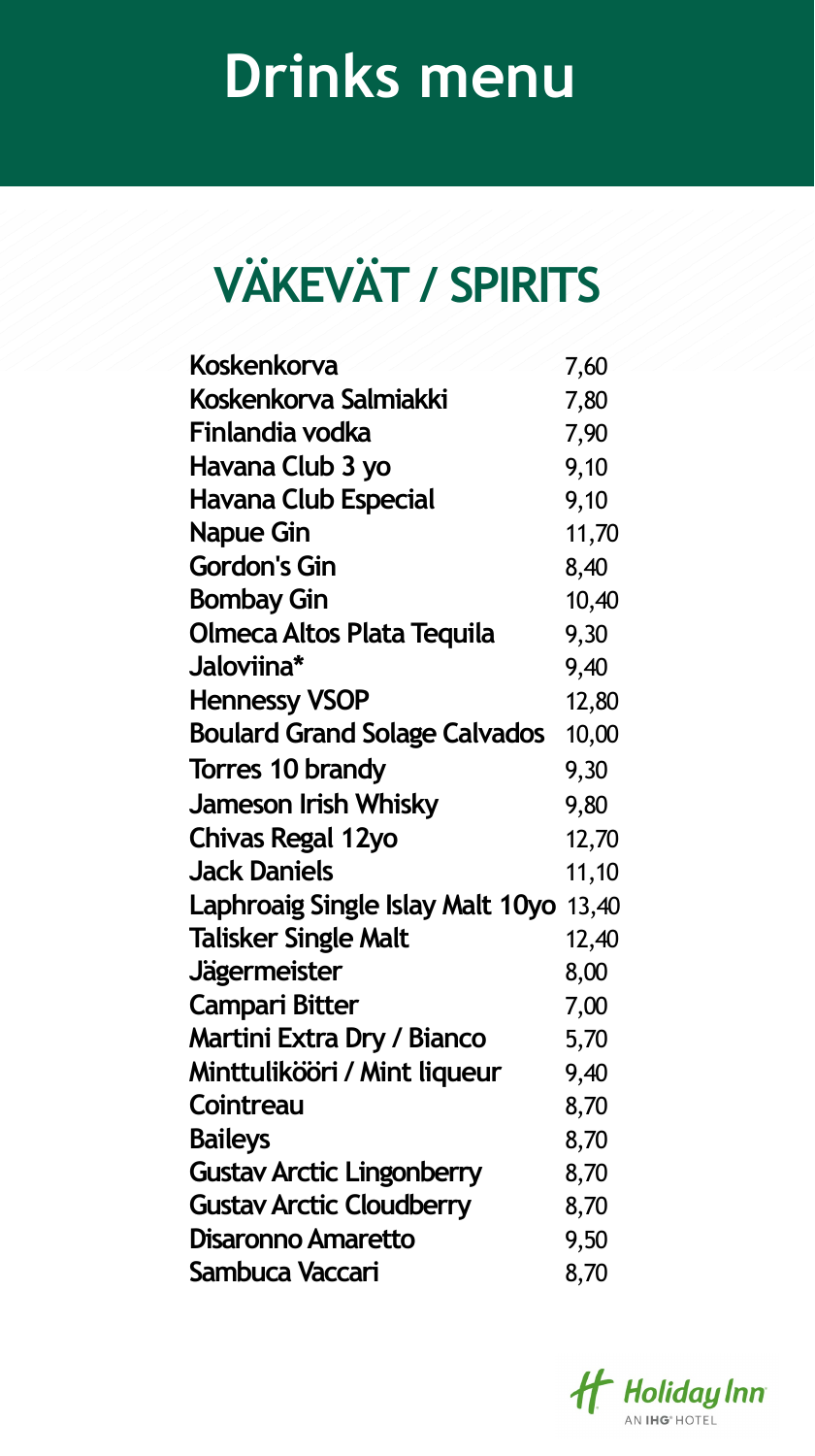# Drinks menu

## VÄKEVÄT / SPIRITS

| | |
|---|---|
| **Koskenkorva** | 7,60 |
| **Koskenkorva Salmiakki** | 7,80 |
| **Finlandia vodka** | 7,90 |
| **Havana Club 3 yo** | 9,10 |
| **Havana Club Especial** | 9,10 |
| **Napue Gin** | 11,70 |
| **Gordon's Gin** | 8,40 |
| **Bombay Gin** | 10,40 |
| **Olmeca Altos Plata Tequila** | 9,30 |
| **Jaloviina*** | 9,40 |
| **Hennessy VSOP** | 12,80 |
| **Boulard Grand Solage Calvados** | 10,00 |
| **Torres 10 brandy** | 9,30 |
| **Jameson Irish Whisky** | 9,80 |
| **Chivas Regal 12yo** | 12,70 |
| **Jack Daniels** | 11,10 |
| **Laphroaig Single Islay Malt 10yo** | 13,40 |
| **Talisker Single Malt** | 12,40 |
| **Jägermeister** | 8,00 |
| **Campari Bitter** | 7,00 |
| **Martini Extra Dry / Bianco** | 5,70 |
| **Minttulikööri / Mint liqueur** | 9,40 |
| **Cointreau** | 8,70 |
| **Baileys** | 8,70 |
| **Gustav Arctic Lingonberry** | 8,70 |
| **Gustav Arctic Cloudberry** | 8,70 |
| **Disaronno Amaretto** | 9,50 |
| **Sambuca Vaccari** | 8,70 |

Holiday Inn
AN IHG HOTEL